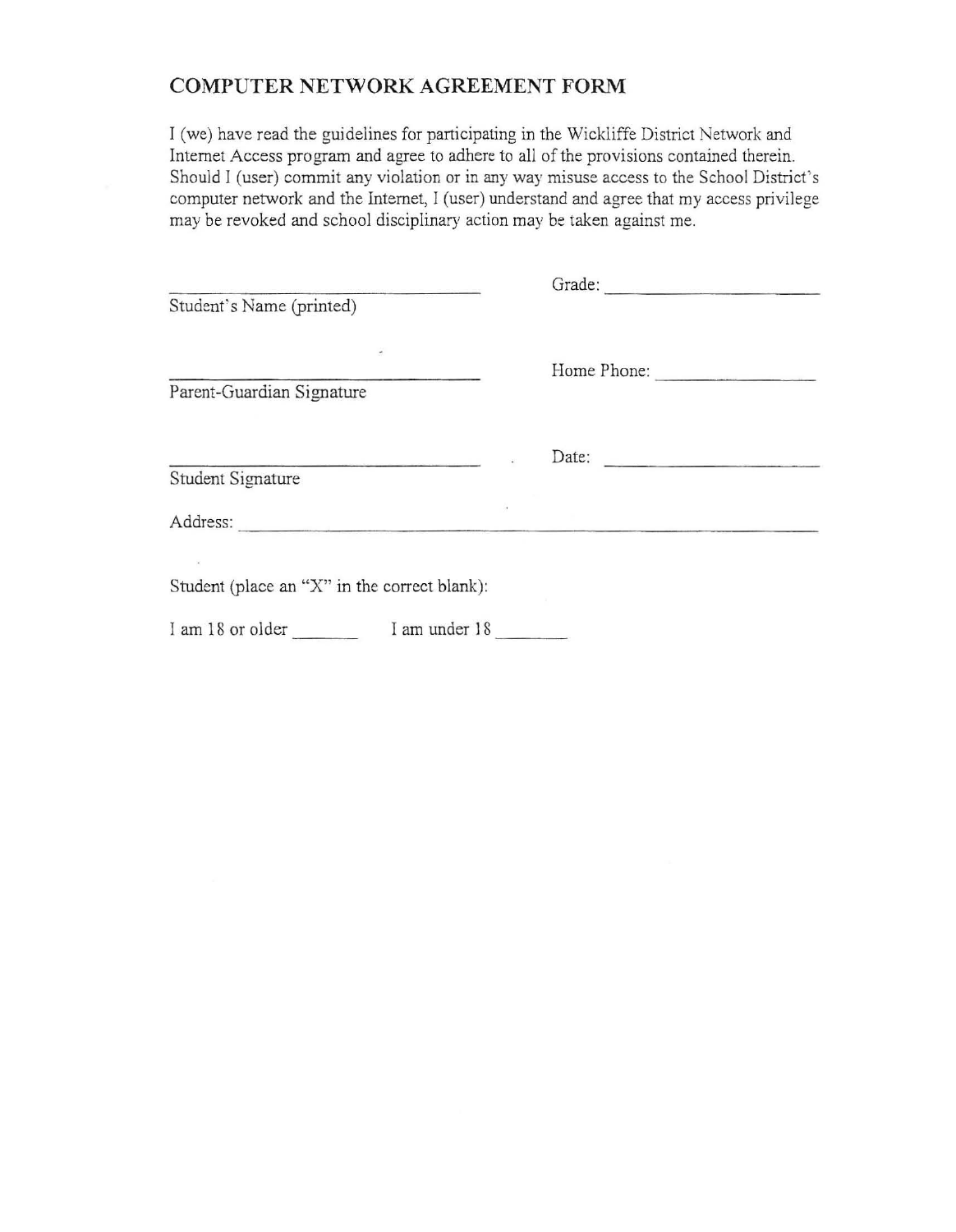## COMPUTER NETWORK AGREEMENT FORM

I (we) have read the guidelines for participating in the Wickliffe District Network and Internet Access program and agree to adhere to all of the provisions contained therein. Should I (user) commit any violation or in any way misuse access to the School District's computer network and the Internet, I (user) understand and agree that my access privilege may be revoked and school disciplinary action may be taken against me.

______________________________ Grade: ____________________

Student's Name (printed)

______________________________ Home Phone: ______________

Parent-Guardian Signature

______________________________ Date: ____________________

Student Signature

Address: ____________________________________________________

Student (place an "X" in the correct blank):

I am 18 or older ______ I am under 18 ______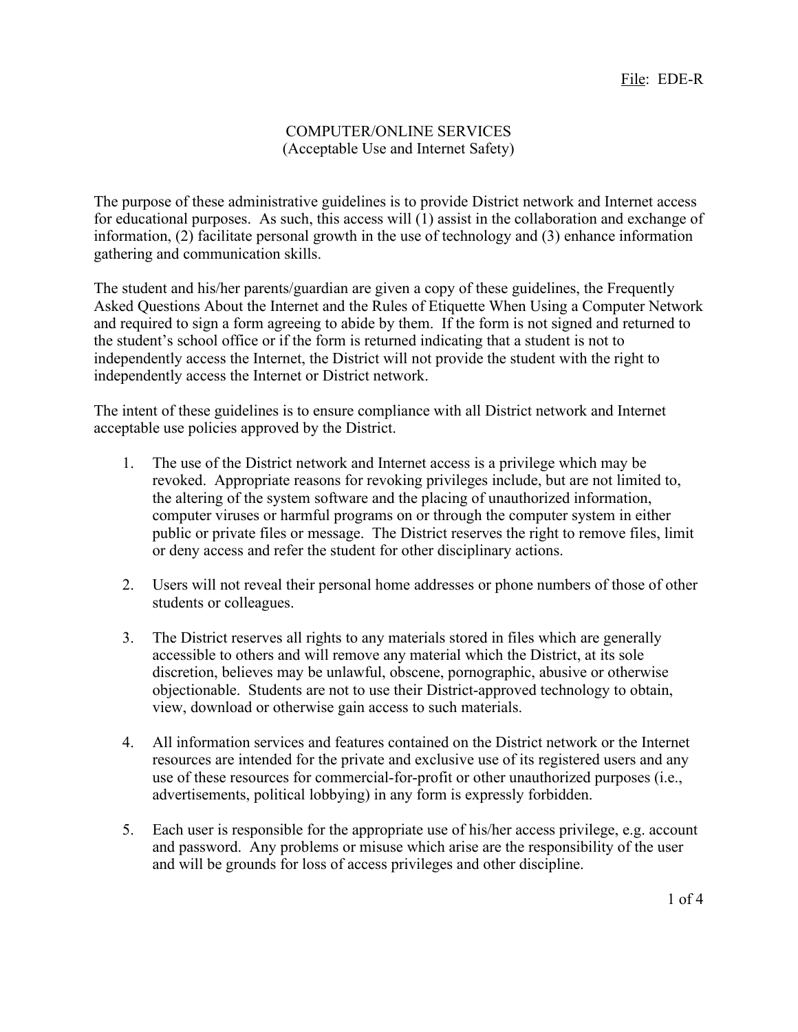File: EDE-R

# COMPUTER/ONLINE SERVICES
## (Acceptable Use and Internet Safety)

The purpose of these administrative guidelines is to provide District network and Internet access for educational purposes. As such, this access will (1) assist in the collaboration and exchange of information, (2) facilitate personal growth in the use of technology and (3) enhance information gathering and communication skills.

The student and his/her parents/guardian are given a copy of these guidelines, the Frequently Asked Questions About the Internet and the Rules of Etiquette When Using a Computer Network and required to sign a form agreeing to abide by them. If the form is not signed and returned to the student's school office or if the form is returned indicating that a student is not to independently access the Internet, the District will not provide the student with the right to independently access the Internet or District network.

The intent of these guidelines is to ensure compliance with all District network and Internet acceptable use policies approved by the District.

1. The use of the District network and Internet access is a privilege which may be revoked. Appropriate reasons for revoking privileges include, but are not limited to, the altering of the system software and the placing of unauthorized information, computer viruses or harmful programs on or through the computer system in either public or private files or message. The District reserves the right to remove files, limit or deny access and refer the student for other disciplinary actions.

2. Users will not reveal their personal home addresses or phone numbers of those of other students or colleagues.

3. The District reserves all rights to any materials stored in files which are generally accessible to others and will remove any material which the District, at its sole discretion, believes may be unlawful, obscene, pornographic, abusive or otherwise objectionable. Students are not to use their District-approved technology to obtain, view, download or otherwise gain access to such materials.

4. All information services and features contained on the District network or the Internet resources are intended for the private and exclusive use of its registered users and any use of these resources for commercial-for-profit or other unauthorized purposes (i.e., advertisements, political lobbying) in any form is expressly forbidden.

5. Each user is responsible for the appropriate use of his/her access privilege, e.g. account and password. Any problems or misuse which arise are the responsibility of the user and will be grounds for loss of access privileges and other discipline.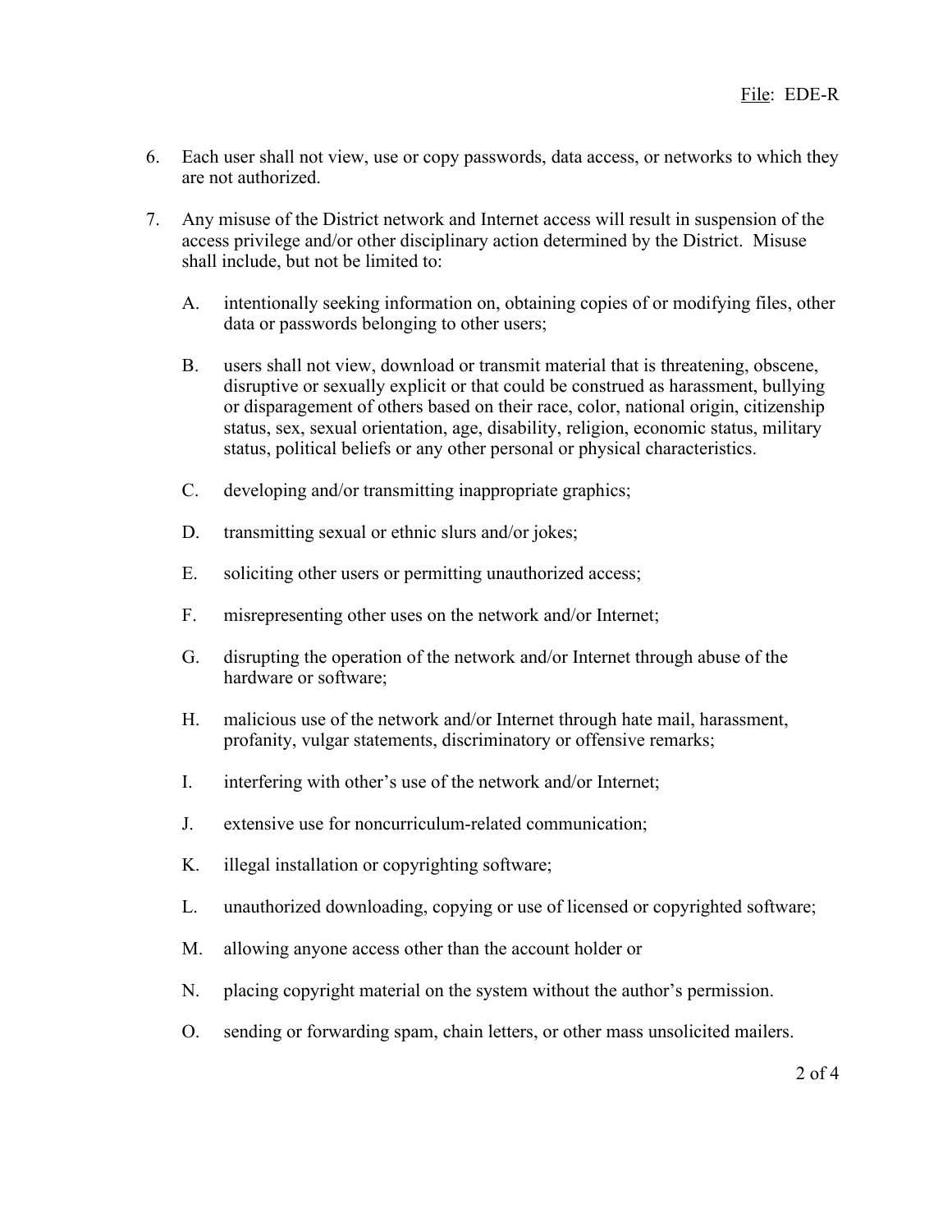6. Each user shall not view, use or copy passwords, data access, or networks to which they are not authorized.

7. Any misuse of the District network and Internet access will result in suspension of the access privilege and/or other disciplinary action determined by the District. Misuse shall include, but not be limited to:

   A. intentionally seeking information on, obtaining copies of or modifying files, other data or passwords belonging to other users;

   B. users shall not view, download or transmit material that is threatening, obscene, disruptive or sexually explicit or that could be construed as harassment, bullying or disparagement of others based on their race, color, national origin, citizenship status, sex, sexual orientation, age, disability, religion, economic status, military status, political beliefs or any other personal or physical characteristics.

   C. developing and/or transmitting inappropriate graphics;

   D. transmitting sexual or ethnic slurs and/or jokes;

   E. soliciting other users or permitting unauthorized access;

   F. misrepresenting other uses on the network and/or Internet;

   G. disrupting the operation of the network and/or Internet through abuse of the hardware or software;

   H. malicious use of the network and/or Internet through hate mail, harassment, profanity, vulgar statements, discriminatory or offensive remarks;

   I. interfering with other's use of the network and/or Internet;

   J. extensive use for noncurriculum-related communication;

   K. illegal installation or copyrighting software;

   L. unauthorized downloading, copying or use of licensed or copyrighted software;

   M. allowing anyone access other than the account holder or

   N. placing copyright material on the system without the author's permission.

   O. sending or forwarding spam, chain letters, or other mass unsolicited mailers.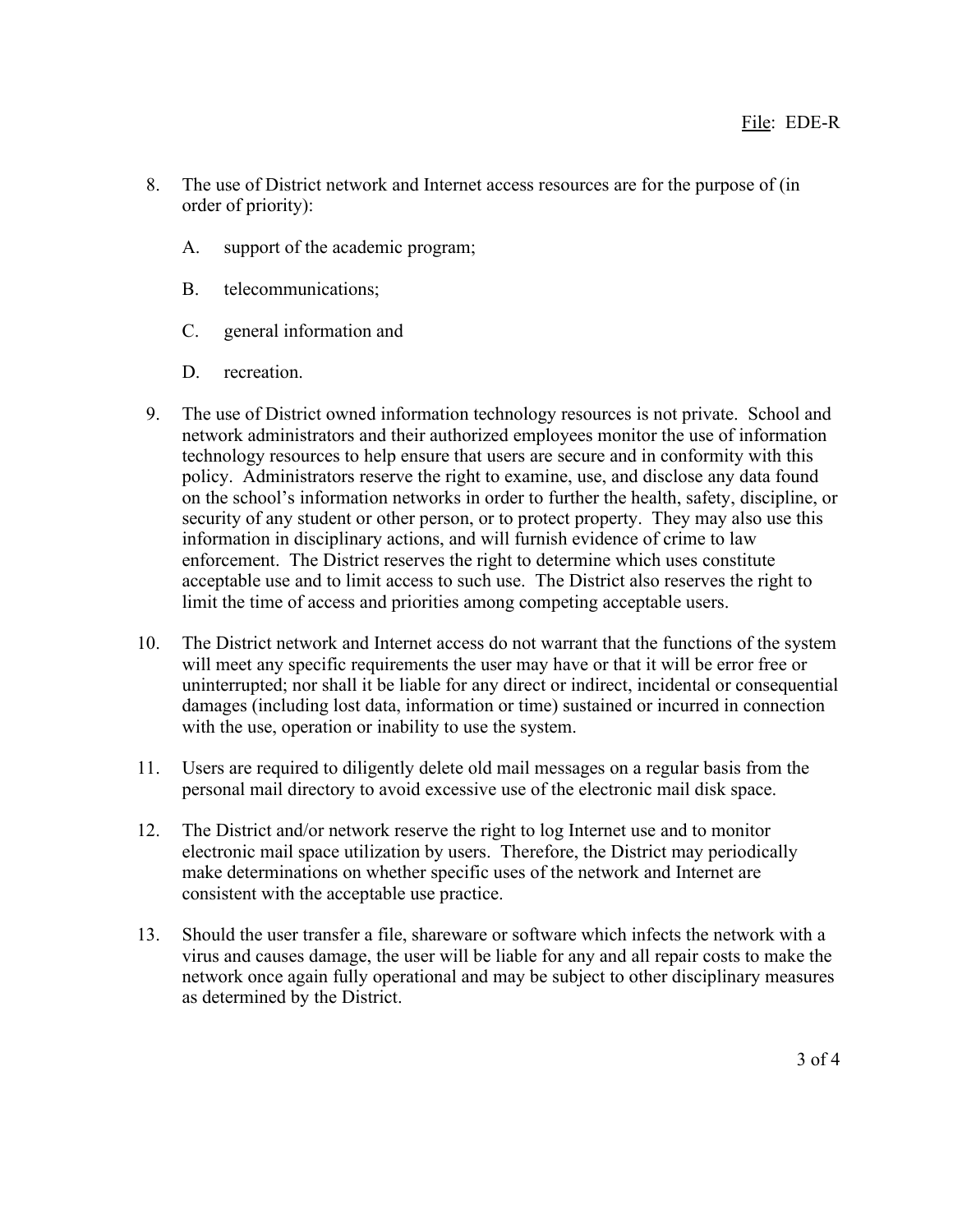8. The use of District network and Internet access resources are for the purpose of (in order of priority):

   A. support of the academic program;

   B. telecommunications;

   C. general information and

   D. recreation.

9. The use of District owned information technology resources is not private. School and network administrators and their authorized employees monitor the use of information technology resources to help ensure that users are secure and in conformity with this policy. Administrators reserve the right to examine, use, and disclose any data found on the school's information networks in order to further the health, safety, discipline, or security of any student or other person, or to protect property. They may also use this information in disciplinary actions, and will furnish evidence of crime to law enforcement. The District reserves the right to determine which uses constitute acceptable use and to limit access to such use. The District also reserves the right to limit the time of access and priorities among competing acceptable users.

10. The District network and Internet access do not warrant that the functions of the system will meet any specific requirements the user may have or that it will be error free or uninterrupted; nor shall it be liable for any direct or indirect, incidental or consequential damages (including lost data, information or time) sustained or incurred in connection with the use, operation or inability to use the system.

11. Users are required to diligently delete old mail messages on a regular basis from the personal mail directory to avoid excessive use of the electronic mail disk space.

12. The District and/or network reserve the right to log Internet use and to monitor electronic mail space utilization by users. Therefore, the District may periodically make determinations on whether specific uses of the network and Internet are consistent with the acceptable use practice.

13. Should the user transfer a file, shareware or software which infects the network with a virus and causes damage, the user will be liable for any and all repair costs to make the network once again fully operational and may be subject to other disciplinary measures as determined by the District.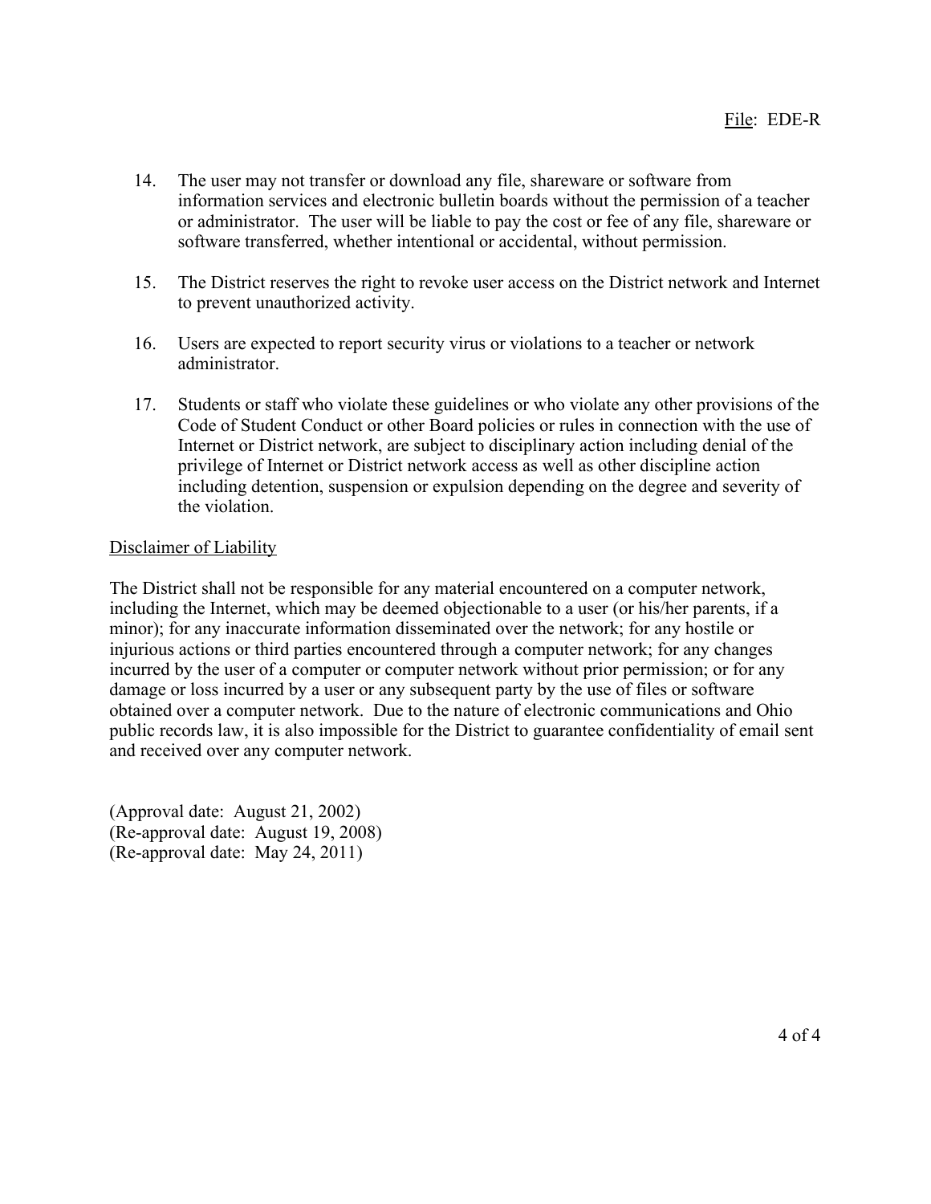14. The user may not transfer or download any file, shareware or software from information services and electronic bulletin boards without the permission of a teacher or administrator. The user will be liable to pay the cost or fee of any file, shareware or software transferred, whether intentional or accidental, without permission.

15. The District reserves the right to revoke user access on the District network and Internet to prevent unauthorized activity.

16. Users are expected to report security virus or violations to a teacher or network administrator.

17. Students or staff who violate these guidelines or who violate any other provisions of the Code of Student Conduct or other Board policies or rules in connection with the use of Internet or District network, are subject to disciplinary action including denial of the privilege of Internet or District network access as well as other discipline action including detention, suspension or expulsion depending on the degree and severity of the violation.

Disclaimer of Liability

The District shall not be responsible for any material encountered on a computer network, including the Internet, which may be deemed objectionable to a user (or his/her parents, if a minor); for any inaccurate information disseminated over the network; for any hostile or injurious actions or third parties encountered through a computer network; for any changes incurred by the user of a computer or computer network without prior permission; or for any damage or loss incurred by a user or any subsequent party by the use of files or software obtained over a computer network. Due to the nature of electronic communications and Ohio public records law, it is also impossible for the District to guarantee confidentiality of email sent and received over any computer network.

(Approval date: August 21, 2002)
(Re-approval date: August 19, 2008)
(Re-approval date: May 24, 2011)